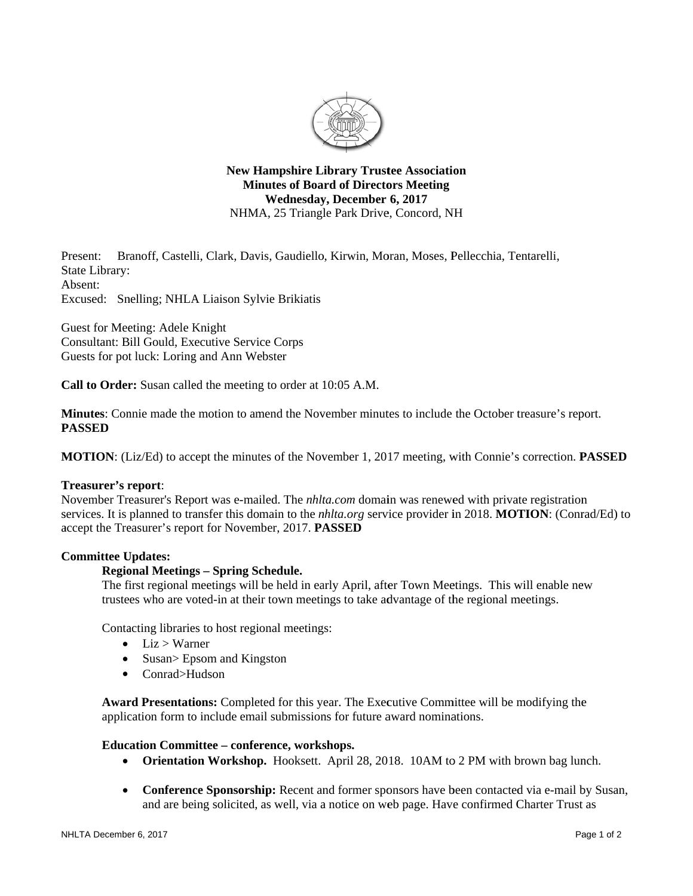**New Hampshire Library Trustee Association**
**Minutes of Board of Directors Meeting**
**Wednesday, December 6, 2017**
NHMA, 25 Triangle Park Drive, Concord, NH

Present: Branoff, Castelli, Clark, Davis, Gaudiello, Kirwin, Moran, Moses, Pellecchia, Tentarelli,
State Library:
Absent:
Excused: Snelling; NHLA Liaison Sylvie Brikiatis

Guest for Meeting: Adele Knight
Consultant: Bill Gould, Executive Service Corps
Guests for pot luck: Loring and Ann Webster

**Call to Order:** Susan called the meeting to order at 10:05 A.M.

**Minutes**: Connie made the motion to amend the November minutes to include the October treasure's report. **PASSED**

**MOTION**: (Liz/Ed) to accept the minutes of the November 1, 2017 meeting, with Connie's correction. **PASSED**

**Treasurer's report**:
November Treasurer's Report was e-mailed. The *nhlta.com* domain was renewed with private registration services. It is planned to transfer this domain to the *nhlta.org* service provider in 2018. **MOTION**: (Conrad/Ed) to accept the Treasurer's report for November, 2017. **PASSED**

**Committee Updates:**

**Regional Meetings – Spring Schedule.**
The first regional meetings will be held in early April, after Town Meetings. This will enable new trustees who are voted-in at their town meetings to take advantage of the regional meetings.

Contacting libraries to host regional meetings:

- Liz > Warner
- Susan> Epsom and Kingston
- Conrad>Hudson

**Award Presentations:** Completed for this year. The Executive Committee will be modifying the application form to include email submissions for future award nominations.

**Education Committee – conference, workshops.**

- **Orientation Workshop.** Hooksett. April 28, 2018. 10AM to 2 PM with brown bag lunch.

- **Conference Sponsorship:** Recent and former sponsors have been contacted via e-mail by Susan, and are being solicited, as well, via a notice on web page. Have confirmed Charter Trust as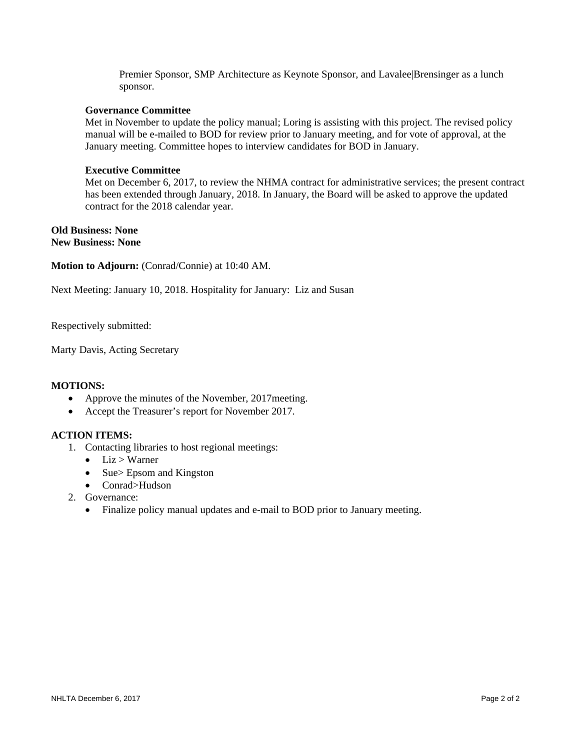Premier Sponsor, SMP Architecture as Keynote Sponsor, and Lavalee|Brensinger as a lunch sponsor.

**Governance Committee**
Met in November to update the policy manual; Loring is assisting with this project. The revised policy manual will be e-mailed to BOD for review prior to January meeting, and for vote of approval, at the January meeting. Committee hopes to interview candidates for BOD in January.

**Executive Committee**
Met on December 6, 2017, to review the NHMA contract for administrative services; the present contract has been extended through January, 2018. In January, the Board will be asked to approve the updated contract for the 2018 calendar year.

**Old Business: None**
**New Business: None**

**Motion to Adjourn:** (Conrad/Connie) at 10:40 AM.

Next Meeting: January 10, 2018. Hospitality for January: Liz and Susan

Respectively submitted:

Marty Davis, Acting Secretary

**MOTIONS:**

- Approve the minutes of the November, 2017meeting.
- Accept the Treasurer's report for November 2017.

**ACTION ITEMS:**

1. Contacting libraries to host regional meetings:
   - Liz > Warner
   - Sue> Epsom and Kingston
   - Conrad>Hudson
2. Governance:
   - Finalize policy manual updates and e-mail to BOD prior to January meeting.